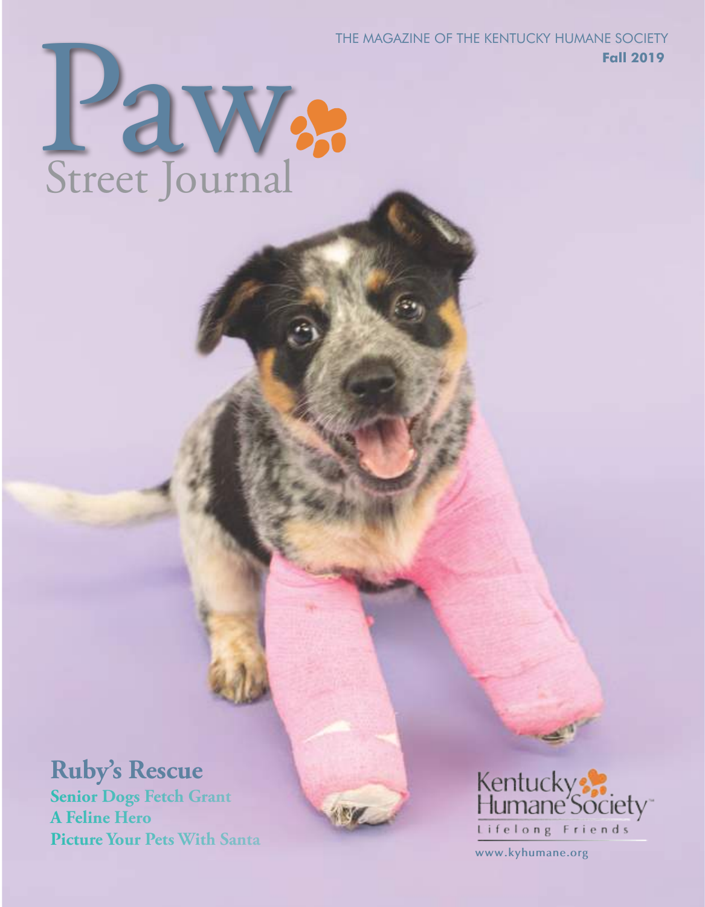THE MAGAZINE OF THE KENTUCKY HUMANE SOCIETY

**Fall 2019**

# Paw Street Journal

## Ruby's Rescue

**Senior Dogs Fetch Grant**

**A Feline Hero**

**Picture Your Pets With Santa**

Kentucky Humane Society

Lifelong Friends

www.kyhumane.org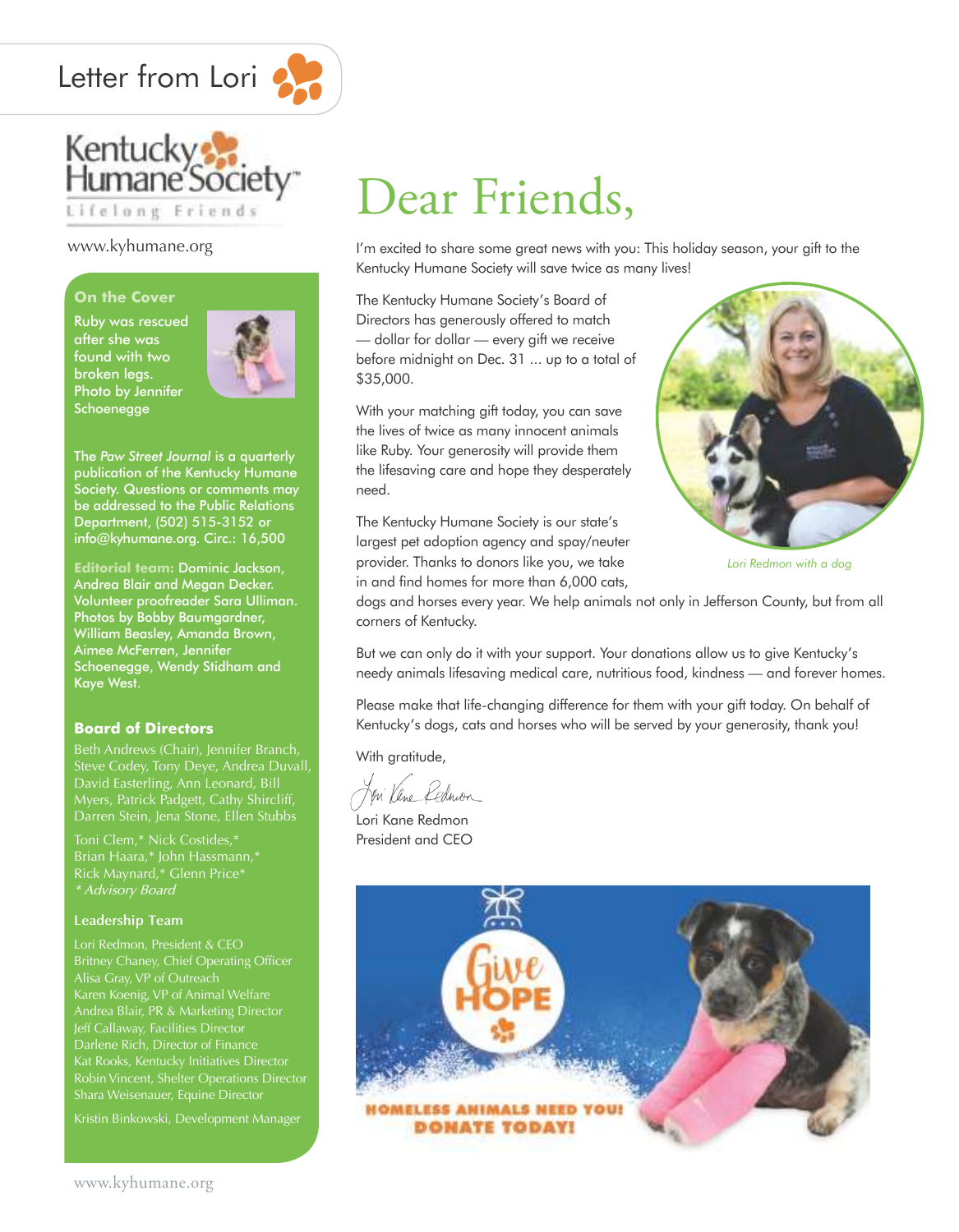# Letter from Lori

Kentucky Humane Society™
Lifelong Friends

www.kyhumane.org

**On the Cover**

Ruby was rescued after she was found with two broken legs. Photo by Jennifer Schoenegge

The *Paw Street Journal* is a quarterly publication of the Kentucky Humane Society. Questions or comments may be addressed to the Public Relations Department, (502) 515-3152 or info@kyhumane.org. Circ.: 16,500

**Editorial team:** Dominic Jackson, Andrea Blair and Megan Decker. Volunteer proofreader Sara Ulliman. Photos by Bobby Baumgardner, William Beasley, Amanda Brown, Aimee McFerren, Jennifer Schoenegge, Wendy Stidham and Kaye West.

**Board of Directors**

Beth Andrews (Chair), Jennifer Branch, Steve Codey, Tony Deye, Andrea Duvall, David Easterling, Ann Leonard, Bill Myers, Patrick Padgett, Cathy Shircliff, Darren Stein, Jena Stone, Ellen Stubbs

Toni Clem,* Nick Costides,* Brian Haara,* John Hassmann,* Rick Maynard,* Glenn Price*
*\* Advisory Board*

**Leadership Team**

Lori Redmon, President & CEO
Britney Chaney, Chief Operating Officer
Alisa Gray, VP of Outreach
Karen Koenig, VP of Animal Welfare
Andrea Blair, PR & Marketing Director
Jeff Callaway, Facilities Director
Darlene Rich, Director of Finance
Kat Rooks, Kentucky Initiatives Director
Robin Vincent, Shelter Operations Director
Shara Weisenauer, Equine Director

Kristin Binkowski, Development Manager

## Dear Friends,

I'm excited to share some great news with you: This holiday season, your gift to the Kentucky Humane Society will save twice as many lives!

The Kentucky Humane Society's Board of Directors has generously offered to match — dollar for dollar — every gift we receive before midnight on Dec. 31 ... up to a total of $35,000.

With your matching gift today, you can save the lives of twice as many innocent animals like Ruby. Your generosity will provide them the lifesaving care and hope they desperately need.

The Kentucky Humane Society is our state's largest pet adoption agency and spay/neuter provider. Thanks to donors like you, we take in and find homes for more than 6,000 cats, dogs and horses every year. We help animals not only in Jefferson County, but from all corners of Kentucky.

*Lori Redmon with a dog*

But we can only do it with your support. Your donations allow us to give Kentucky's needy animals lifesaving medical care, nutritious food, kindness — and forever homes.

Please make that life-changing difference for them with your gift today. On behalf of Kentucky's dogs, cats and horses who will be served by your generosity, thank you!

With gratitude,

Lori Kane Redmon
President and CEO

Give HOPE

HOMELESS ANIMALS NEED YOU! DONATE TODAY!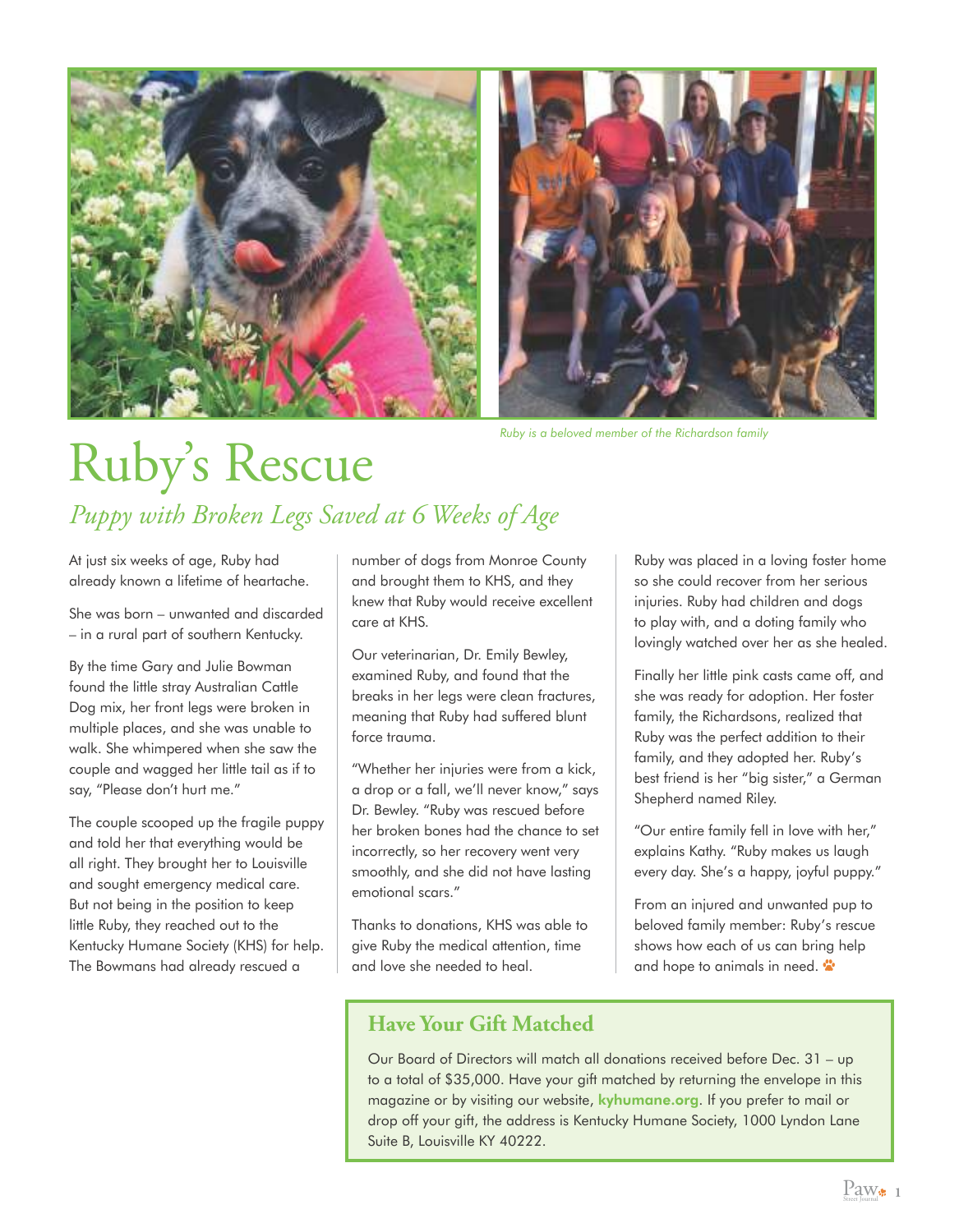Ruby is a beloved member of the Richardson family

# Ruby's Rescue

## *Puppy with Broken Legs Saved at 6 Weeks of Age*

At just six weeks of age, Ruby had already known a lifetime of heartache.

She was born – unwanted and discarded – in a rural part of southern Kentucky.

By the time Gary and Julie Bowman found the little stray Australian Cattle Dog mix, her front legs were broken in multiple places, and she was unable to walk. She whimpered when she saw the couple and wagged her little tail as if to say, "Please don't hurt me."

The couple scooped up the fragile puppy and told her that everything would be all right. They brought her to Louisville and sought emergency medical care. But not being in the position to keep little Ruby, they reached out to the Kentucky Humane Society (KHS) for help. The Bowmans had already rescued a number of dogs from Monroe County and brought them to KHS, and they knew that Ruby would receive excellent care at KHS.

Our veterinarian, Dr. Emily Bewley, examined Ruby, and found that the breaks in her legs were clean fractures, meaning that Ruby had suffered blunt force trauma.

"Whether her injuries were from a kick, a drop or a fall, we'll never know," says Dr. Bewley. "Ruby was rescued before her broken bones had the chance to set incorrectly, so her recovery went very smoothly, and she did not have lasting emotional scars."

Thanks to donations, KHS was able to give Ruby the medical attention, time and love she needed to heal.

Ruby was placed in a loving foster home so she could recover from her serious injuries. Ruby had children and dogs to play with, and a doting family who lovingly watched over her as she healed.

Finally her little pink casts came off, and she was ready for adoption. Her foster family, the Richardsons, realized that Ruby was the perfect addition to their family, and they adopted her. Ruby's best friend is her "big sister," a German Shepherd named Riley.

"Our entire family fell in love with her," explains Kathy. "Ruby makes us laugh every day. She's a happy, joyful puppy."

From an injured and unwanted pup to beloved family member: Ruby's rescue shows how each of us can bring help and hope to animals in need.

### Have Your Gift Matched

Our Board of Directors will match all donations received before Dec. 31 – up to a total of $35,000. Have your gift matched by returning the envelope in this magazine or by visiting our website, **kyhumane.org**. If you prefer to mail or drop off your gift, the address is Kentucky Humane Society, 1000 Lyndon Lane Suite B, Louisville KY 40222.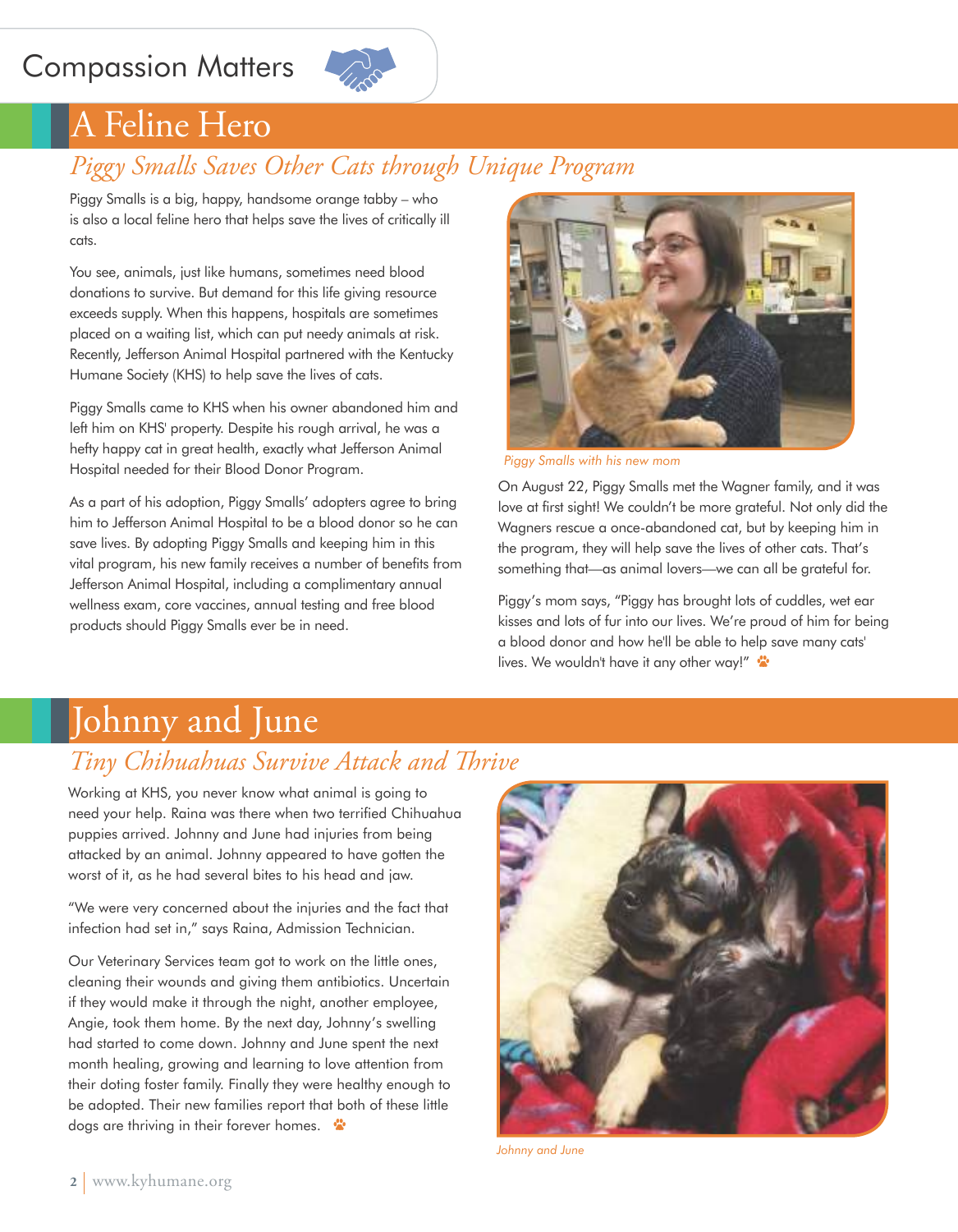# Compassion Matters

## A Feline Hero

### *Piggy Smalls Saves Other Cats through Unique Program*

Piggy Smalls is a big, happy, handsome orange tabby – who is also a local feline hero that helps save the lives of critically ill cats.

You see, animals, just like humans, sometimes need blood donations to survive. But demand for this life giving resource exceeds supply. When this happens, hospitals are sometimes placed on a waiting list, which can put needy animals at risk. Recently, Jefferson Animal Hospital partnered with the Kentucky Humane Society (KHS) to help save the lives of cats.

Piggy Smalls came to KHS when his owner abandoned him and left him on KHS' property. Despite his rough arrival, he was a hefty happy cat in great health, exactly what Jefferson Animal Hospital needed for their Blood Donor Program.

As a part of his adoption, Piggy Smalls' adopters agree to bring him to Jefferson Animal Hospital to be a blood donor so he can save lives. By adopting Piggy Smalls and keeping him in this vital program, his new family receives a number of benefits from Jefferson Animal Hospital, including a complimentary annual wellness exam, core vaccines, annual testing and free blood products should Piggy Smalls ever be in need.

*Piggy Smalls with his new mom*

On August 22, Piggy Smalls met the Wagner family, and it was love at first sight! We couldn't be more grateful. Not only did the Wagners rescue a once-abandoned cat, but by keeping him in the program, they will help save the lives of other cats. That's something that—as animal lovers—we can all be grateful for.

Piggy's mom says, "Piggy has brought lots of cuddles, wet ear kisses and lots of fur into our lives. We're proud of him for being a blood donor and how he'll be able to help save many cats' lives. We wouldn't have it any other way!"

## Johnny and June

### *Tiny Chihuahuas Survive Attack and Thrive*

Working at KHS, you never know what animal is going to need your help. Raina was there when two terrified Chihuahua puppies arrived. Johnny and June had injuries from being attacked by an animal. Johnny appeared to have gotten the worst of it, as he had several bites to his head and jaw.

"We were very concerned about the injuries and the fact that infection had set in," says Raina, Admission Technician.

Our Veterinary Services team got to work on the little ones, cleaning their wounds and giving them antibiotics. Uncertain if they would make it through the night, another employee, Angie, took them home. By the next day, Johnny's swelling had started to come down. Johnny and June spent the next month healing, growing and learning to love attention from their doting foster family. Finally they were healthy enough to be adopted. Their new families report that both of these little dogs are thriving in their forever homes.

*Johnny and June*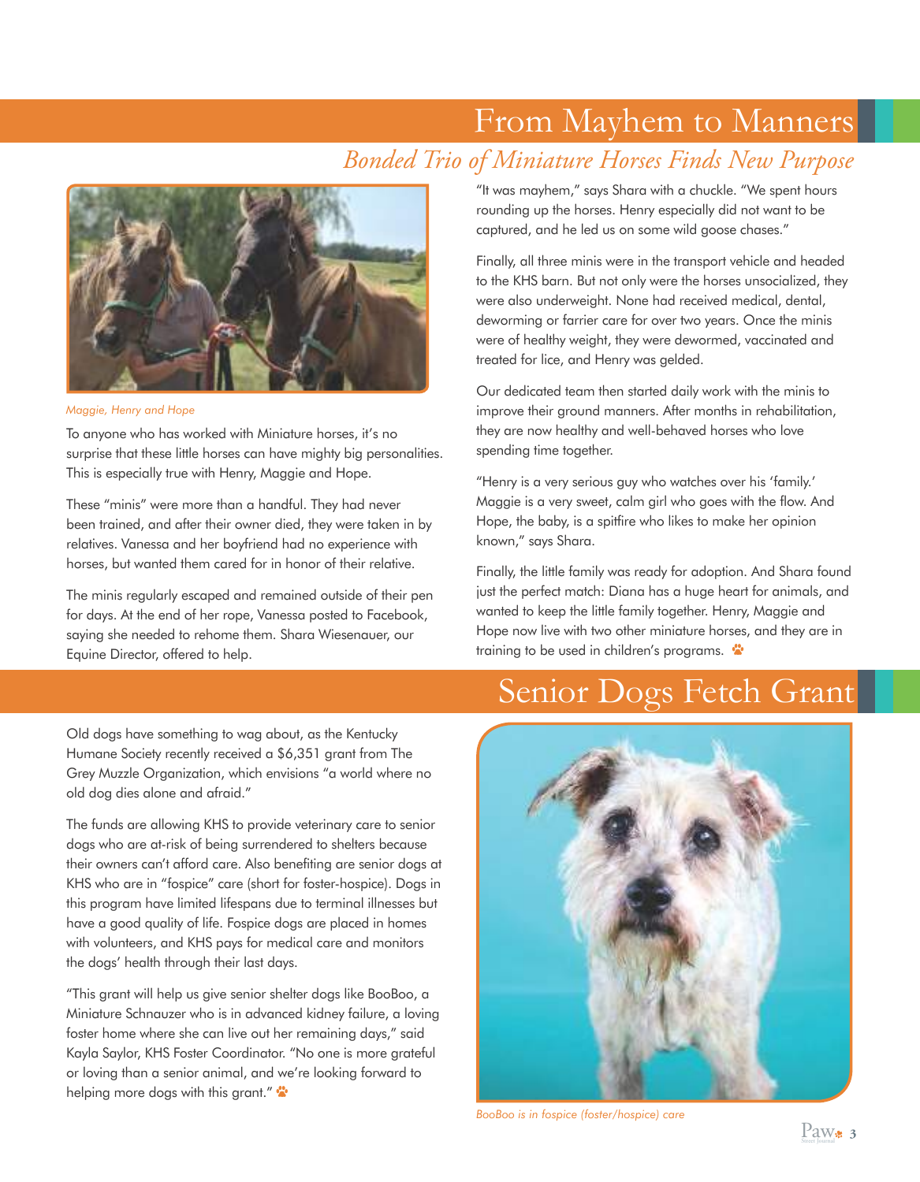# From Mayhem to Manners

## *Bonded Trio of Miniature Horses Finds New Purpose*

*Maggie, Henry and Hope*

To anyone who has worked with Miniature horses, it's no surprise that these little horses can have mighty big personalities. This is especially true with Henry, Maggie and Hope.

These "minis" were more than a handful. They had never been trained, and after their owner died, they were taken in by relatives. Vanessa and her boyfriend had no experience with horses, but wanted them cared for in honor of their relative.

The minis regularly escaped and remained outside of their pen for days. At the end of her rope, Vanessa posted to Facebook, saying she needed to rehome them. Shara Wiesenauer, our Equine Director, offered to help.

"It was mayhem," says Shara with a chuckle. "We spent hours rounding up the horses. Henry especially did not want to be captured, and he led us on some wild goose chases."

Finally, all three minis were in the transport vehicle and headed to the KHS barn. But not only were the horses unsocialized, they were also underweight. None had received medical, dental, deworming or farrier care for over two years. Once the minis were of healthy weight, they were dewormed, vaccinated and treated for lice, and Henry was gelded.

Our dedicated team then started daily work with the minis to improve their ground manners. After months in rehabilitation, they are now healthy and well-behaved horses who love spending time together.

"Henry is a very serious guy who watches over his 'family.' Maggie is a very sweet, calm girl who goes with the flow. And Hope, the baby, is a spitfire who likes to make her opinion known," says Shara.

Finally, the little family was ready for adoption. And Shara found just the perfect match: Diana has a huge heart for animals, and wanted to keep the little family together. Henry, Maggie and Hope now live with two other miniature horses, and they are in training to be used in children's programs.

# Senior Dogs Fetch Grant

Old dogs have something to wag about, as the Kentucky Humane Society recently received a $6,351 grant from The Grey Muzzle Organization, which envisions "a world where no old dog dies alone and afraid."

The funds are allowing KHS to provide veterinary care to senior dogs who are at-risk of being surrendered to shelters because their owners can't afford care. Also benefiting are senior dogs at KHS who are in "fospice" care (short for foster-hospice). Dogs in this program have limited lifespans due to terminal illnesses but have a good quality of life. Fospice dogs are placed in homes with volunteers, and KHS pays for medical care and monitors the dogs' health through their last days.

"This grant will help us give senior shelter dogs like BooBoo, a Miniature Schnauzer who is in advanced kidney failure, a loving foster home where she can live out her remaining days," said Kayla Saylor, KHS Foster Coordinator. "No one is more grateful or loving than a senior animal, and we're looking forward to helping more dogs with this grant."

*BooBoo is in fospice (foster/hospice) care*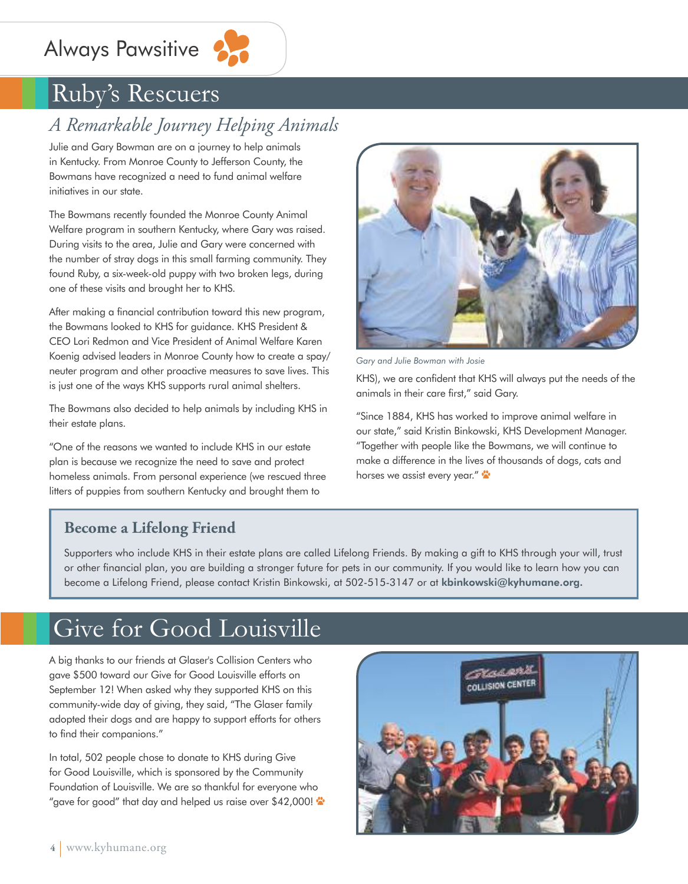Always Pawsitive

# Ruby's Rescuers

## *A Remarkable Journey Helping Animals*

Julie and Gary Bowman are on a journey to help animals in Kentucky. From Monroe County to Jefferson County, the Bowmans have recognized a need to fund animal welfare initiatives in our state.

The Bowmans recently founded the Monroe County Animal Welfare program in southern Kentucky, where Gary was raised. During visits to the area, Julie and Gary were concerned with the number of stray dogs in this small farming community. They found Ruby, a six-week-old puppy with two broken legs, during one of these visits and brought her to KHS.

After making a financial contribution toward this new program, the Bowmans looked to KHS for guidance. KHS President & CEO Lori Redmon and Vice President of Animal Welfare Karen Koenig advised leaders in Monroe County how to create a spay/neuter program and other proactive measures to save lives. This is just one of the ways KHS supports rural animal shelters.

The Bowmans also decided to help animals by including KHS in their estate plans.

"One of the reasons we wanted to include KHS in our estate plan is because we recognize the need to save and protect homeless animals. From personal experience (we rescued three litters of puppies from southern Kentucky and brought them to KHS), we are confident that KHS will always put the needs of the animals in their care first," said Gary.

*Gary and Julie Bowman with Josie*

"Since 1884, KHS has worked to improve animal welfare in our state," said Kristin Binkowski, KHS Development Manager. "Together with people like the Bowmans, we will continue to make a difference in the lives of thousands of dogs, cats and horses we assist every year."

### Become a Lifelong Friend

Supporters who include KHS in their estate plans are called Lifelong Friends. By making a gift to KHS through your will, trust or other financial plan, you are building a stronger future for pets in our community. If you would like to learn how you can become a Lifelong Friend, please contact Kristin Binkowski, at 502-515-3147 or at **kbinkowski@kyhumane.org.**

# Give for Good Louisville

A big thanks to our friends at Glaser's Collision Centers who gave $500 toward our Give for Good Louisville efforts on September 12! When asked why they supported KHS on this community-wide day of giving, they said, "The Glaser family adopted their dogs and are happy to support efforts for others to find their companions."

In total, 502 people chose to donate to KHS during Give for Good Louisville, which is sponsored by the Community Foundation of Louisville. We are so thankful for everyone who "gave for good" that day and helped us raise over $42,000!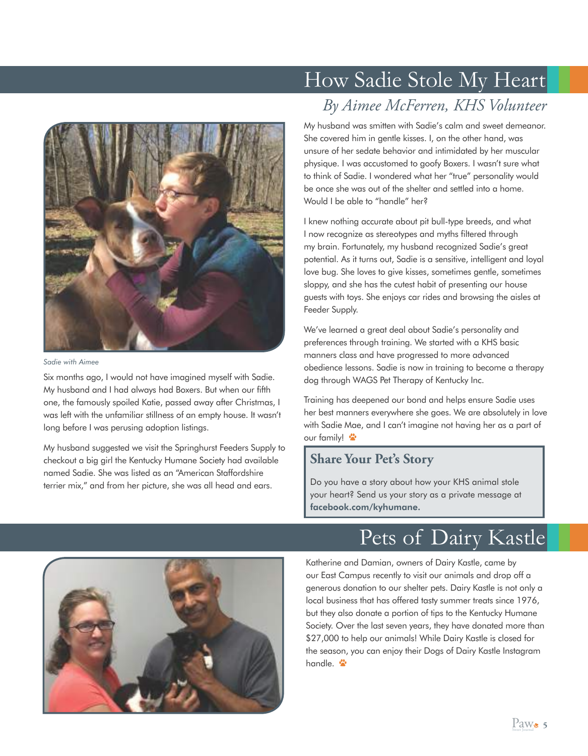# How Sadie Stole My Heart

## *By Aimee McFerren, KHS Volunteer*

*Sadie with Aimee*

Six months ago, I would not have imagined myself with Sadie. My husband and I had always had Boxers. But when our fifth one, the famously spoiled Katie, passed away after Christmas, I was left with the unfamiliar stillness of an empty house. It wasn't long before I was perusing adoption listings.

My husband suggested we visit the Springhurst Feeders Supply to checkout a big girl the Kentucky Humane Society had available named Sadie. She was listed as an "American Staffordshire terrier mix," and from her picture, she was all head and ears.

My husband was smitten with Sadie's calm and sweet demeanor. She covered him in gentle kisses. I, on the other hand, was unsure of her sedate behavior and intimidated by her muscular physique. I was accustomed to goofy Boxers. I wasn't sure what to think of Sadie. I wondered what her "true" personality would be once she was out of the shelter and settled into a home. Would I be able to "handle" her?

I knew nothing accurate about pit bull-type breeds, and what I now recognize as stereotypes and myths filtered through my brain. Fortunately, my husband recognized Sadie's great potential. As it turns out, Sadie is a sensitive, intelligent and loyal love bug. She loves to give kisses, sometimes gentle, sometimes sloppy, and she has the cutest habit of presenting our house guests with toys. She enjoys car rides and browsing the aisles at Feeder Supply.

We've learned a great deal about Sadie's personality and preferences through training. We started with a KHS basic manners class and have progressed to more advanced obedience lessons. Sadie is now in training to become a therapy dog through WAGS Pet Therapy of Kentucky Inc.

Training has deepened our bond and helps ensure Sadie uses her best manners everywhere she goes. We are absolutely in love with Sadie Mae, and I can't imagine not having her as a part of our family!

### Share Your Pet's Story

Do you have a story about how your KHS animal stole your heart? Send us your story as a private message at **facebook.com/kyhumane.**

# Pets of Dairy Kastle

Katherine and Damian, owners of Dairy Kastle, came by our East Campus recently to visit our animals and drop off a generous donation to our shelter pets. Dairy Kastle is not only a local business that has offered tasty summer treats since 1976, but they also donate a portion of tips to the Kentucky Humane Society. Over the last seven years, they have donated more than $27,000 to help our animals! While Dairy Kastle is closed for the season, you can enjoy their Dogs of Dairy Kastle Instagram handle.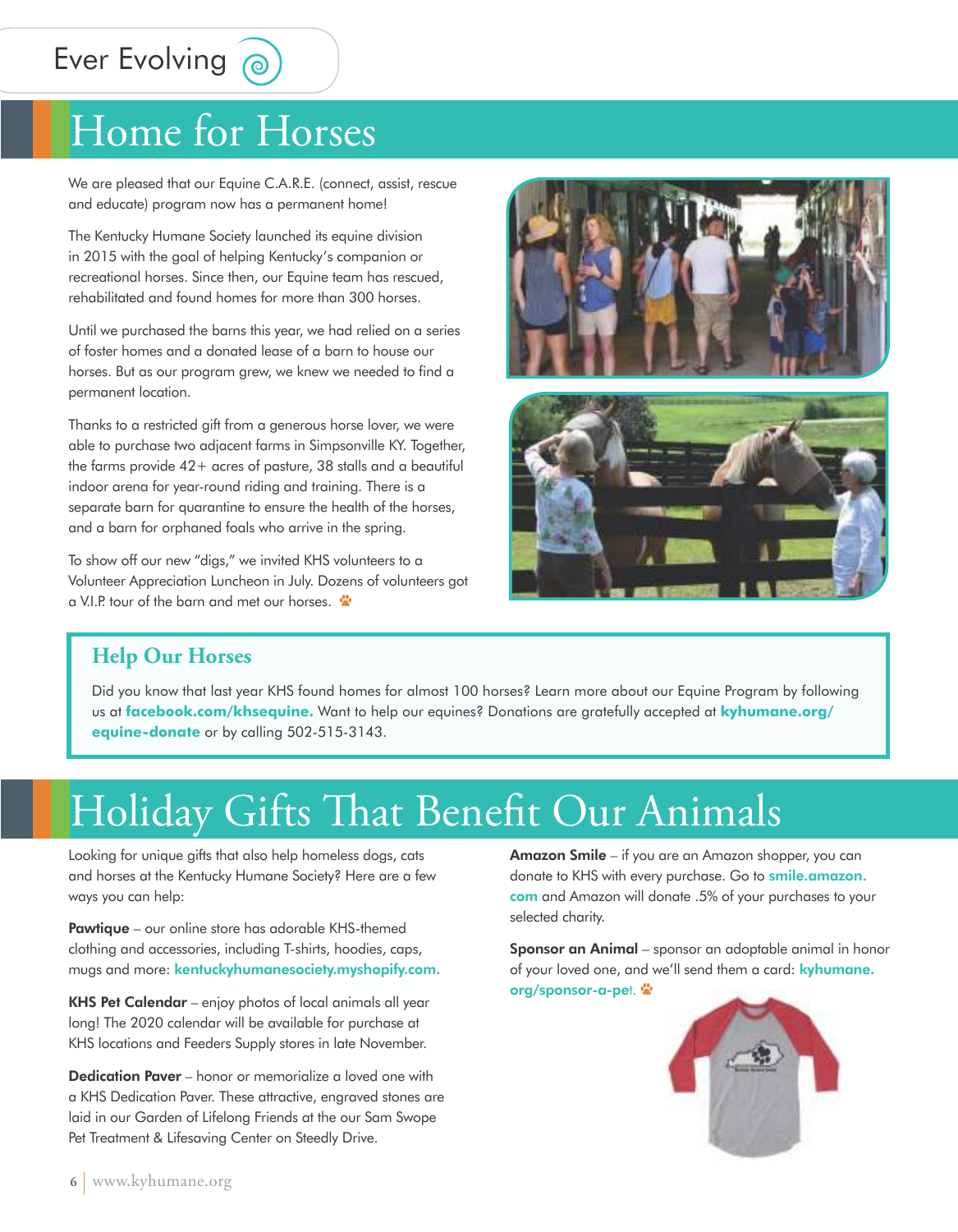Ever Evolving

# Home for Horses

We are pleased that our Equine C.A.R.E. (connect, assist, rescue and educate) program now has a permanent home!

The Kentucky Humane Society launched its equine division in 2015 with the goal of helping Kentucky's companion or recreational horses. Since then, our Equine team has rescued, rehabilitated and found homes for more than 300 horses.

Until we purchased the barns this year, we had relied on a series of foster homes and a donated lease of a barn to house our horses. But as our program grew, we knew we needed to find a permanent location.

Thanks to a restricted gift from a generous horse lover, we were able to purchase two adjacent farms in Simpsonville KY. Together, the farms provide 42+ acres of pasture, 38 stalls and a beautiful indoor arena for year-round riding and training. There is a separate barn for quarantine to ensure the health of the horses, and a barn for orphaned foals who arrive in the spring.

To show off our new "digs," we invited KHS volunteers to a Volunteer Appreciation Luncheon in July. Dozens of volunteers got a V.I.P. tour of the barn and met our horses.

## Help Our Horses

Did you know that last year KHS found homes for almost 100 horses? Learn more about our Equine Program by following us at **facebook.com/khsequine.** Want to help our equines? Donations are gratefully accepted at **kyhumane.org/equine-donate** or by calling 502-515-3143.

# Holiday Gifts That Benefit Our Animals

Looking for unique gifts that also help homeless dogs, cats and horses at the Kentucky Humane Society? Here are a few ways you can help:

**Pawtique** – our online store has adorable KHS-themed clothing and accessories, including T-shirts, hoodies, caps, mugs and more: **kentuckyhumanesociety.myshopify.com.**

**KHS Pet Calendar** – enjoy photos of local animals all year long! The 2020 calendar will be available for purchase at KHS locations and Feeders Supply stores in late November.

**Dedication Paver** – honor or memorialize a loved one with a KHS Dedication Paver. These attractive, engraved stones are laid in our Garden of Lifelong Friends at the our Sam Swope Pet Treatment & Lifesaving Center on Steedly Drive.

**Amazon Smile** – if you are an Amazon shopper, you can donate to KHS with every purchase. Go to **smile.amazon.com** and Amazon will donate .5% of your purchases to your selected charity.

**Sponsor an Animal** – sponsor an adoptable animal in honor of your loved one, and we'll send them a card: **kyhumane.org/sponsor-a-pet.**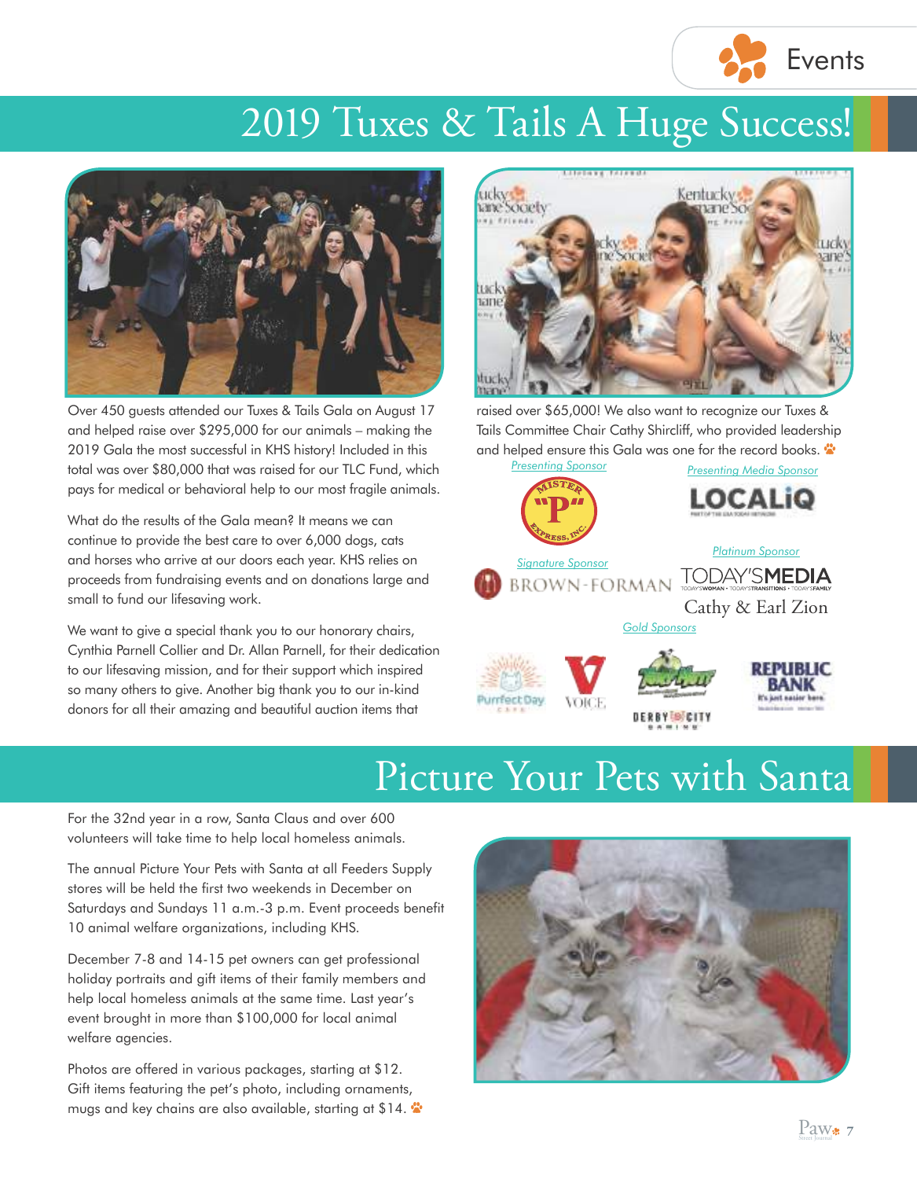# 2019 Tuxes & Tails A Huge Success!

Over 450 guests attended our Tuxes & Tails Gala on August 17 and helped raise over $295,000 for our animals – making the 2019 Gala the most successful in KHS history! Included in this total was over $80,000 that was raised for our TLC Fund, which pays for medical or behavioral help to our most fragile animals.

What do the results of the Gala mean? It means we can continue to provide the best care to over 6,000 dogs, cats and horses who arrive at our doors each year. KHS relies on proceeds from fundraising events and on donations large and small to fund our lifesaving work.

We want to give a special thank you to our honorary chairs, Cynthia Parnell Collier and Dr. Allan Parnell, for their dedication to our lifesaving mission, and for their support which inspired so many others to give. Another big thank you to our in-kind donors for all their amazing and beautiful auction items that raised over $65,000! We also want to recognize our Tuxes & Tails Committee Chair Cathy Shircliff, who provided leadership and helped ensure this Gala was one for the record books.

*Presenting Sponsor*

Mister "P" Express, Inc.

*Presenting Media Sponsor*

LOCALiQ

*Signature Sponsor*

Brown-Forman

*Platinum Sponsor*

Today's Media

Cathy & Earl Zion

*Gold Sponsors*

Purrfect Day Cafe

Voice

Derby City Gaming

Republic Bank

# Picture Your Pets with Santa

For the 32nd year in a row, Santa Claus and over 600 volunteers will take time to help local homeless animals.

The annual Picture Your Pets with Santa at all Feeders Supply stores will be held the first two weekends in December on Saturdays and Sundays 11 a.m.-3 p.m. Event proceeds benefit 10 animal welfare organizations, including KHS.

December 7-8 and 14-15 pet owners can get professional holiday portraits and gift items of their family members and help local homeless animals at the same time. Last year's event brought in more than $100,000 for local animal welfare agencies.

Photos are offered in various packages, starting at $12. Gift items featuring the pet's photo, including ornaments, mugs and key chains are also available, starting at $14.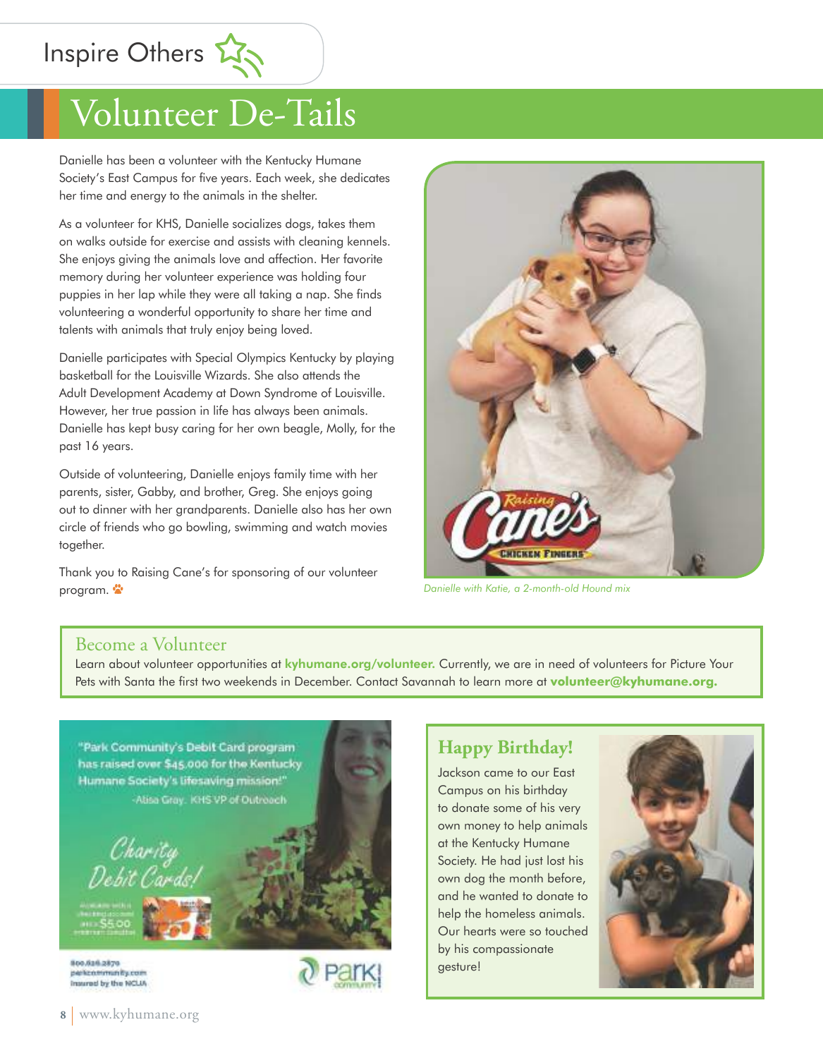Inspire Others

# Volunteer De-Tails

Danielle has been a volunteer with the Kentucky Humane Society's East Campus for five years. Each week, she dedicates her time and energy to the animals in the shelter.

As a volunteer for KHS, Danielle socializes dogs, takes them on walks outside for exercise and assists with cleaning kennels. She enjoys giving the animals love and affection. Her favorite memory during her volunteer experience was holding four puppies in her lap while they were all taking a nap. She finds volunteering a wonderful opportunity to share her time and talents with animals that truly enjoy being loved.

Danielle participates with Special Olympics Kentucky by playing basketball for the Louisville Wizards. She also attends the Adult Development Academy at Down Syndrome of Louisville. However, her true passion in life has always been animals. Danielle has kept busy caring for her own beagle, Molly, for the past 16 years.

Outside of volunteering, Danielle enjoys family time with her parents, sister, Gabby, and brother, Greg. She enjoys going out to dinner with her grandparents. Danielle also has her own circle of friends who go bowling, swimming and watch movies together.

Thank you to Raising Cane's for sponsoring of our volunteer program.

*Danielle with Katie, a 2-month-old Hound mix*

## Become a Volunteer

Learn about volunteer opportunities at **kyhumane.org/volunteer.** Currently, we are in need of volunteers for Picture Your Pets with Santa the first two weekends in December. Contact Savannah to learn more at **volunteer@kyhumane.org.**

"Park Community's Debit Card program has raised over $45,000 for the Kentucky Humane Society's lifesaving mission!"
-Alisa Gray, KHS VP of Outreach

Charity Debit Cards!

800.626.2870
parkcommunity.com
Insured by the NCUA

## Happy Birthday!

Jackson came to our East Campus on his birthday to donate some of his very own money to help animals at the Kentucky Humane Society. He had just lost his own dog the month before, and he wanted to donate to help the homeless animals. Our hearts were so touched by his compassionate gesture!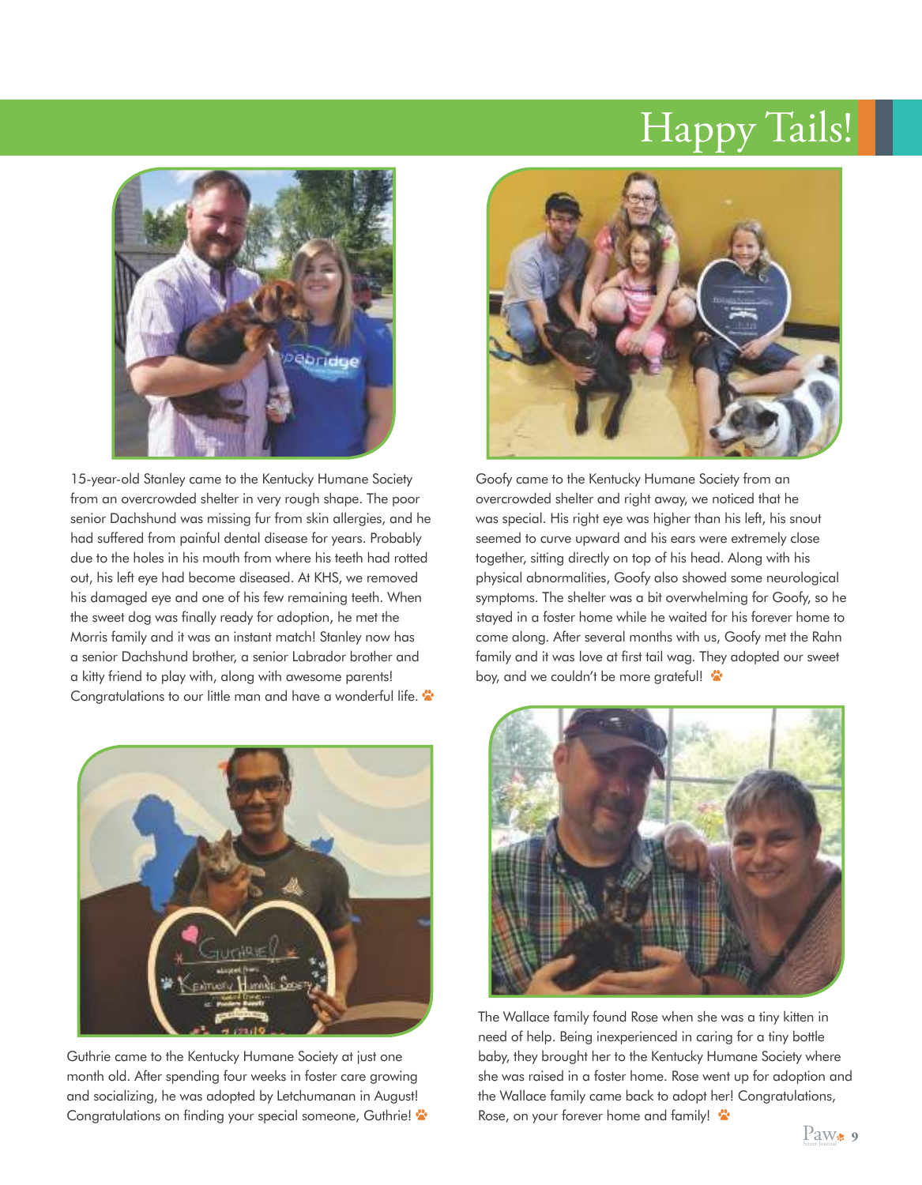# Happy Tails!

15-year-old Stanley came to the Kentucky Humane Society from an overcrowded shelter in very rough shape. The poor senior Dachshund was missing fur from skin allergies, and he had suffered from painful dental disease for years. Probably due to the holes in his mouth from where his teeth had rotted out, his left eye had become diseased. At KHS, we removed his damaged eye and one of his few remaining teeth. When the sweet dog was finally ready for adoption, he met the Morris family and it was an instant match! Stanley now has a senior Dachshund brother, a senior Labrador brother and a kitty friend to play with, along with awesome parents! Congratulations to our little man and have a wonderful life.

Goofy came to the Kentucky Humane Society from an overcrowded shelter and right away, we noticed that he was special. His right eye was higher than his left, his snout seemed to curve upward and his ears were extremely close together, sitting directly on top of his head. Along with his physical abnormalities, Goofy also showed some neurological symptoms. The shelter was a bit overwhelming for Goofy, so he stayed in a foster home while he waited for his forever home to come along. After several months with us, Goofy met the Rahn family and it was love at first tail wag. They adopted our sweet boy, and we couldn't be more grateful!

Guthrie came to the Kentucky Humane Society at just one month old. After spending four weeks in foster care growing and socializing, he was adopted by Letchumanan in August! Congratulations on finding your special someone, Guthrie!

The Wallace family found Rose when she was a tiny kitten in need of help. Being inexperienced in caring for a tiny bottle baby, they brought her to the Kentucky Humane Society where she was raised in a foster home. Rose went up for adoption and the Wallace family came back to adopt her! Congratulations, Rose, on your forever home and family!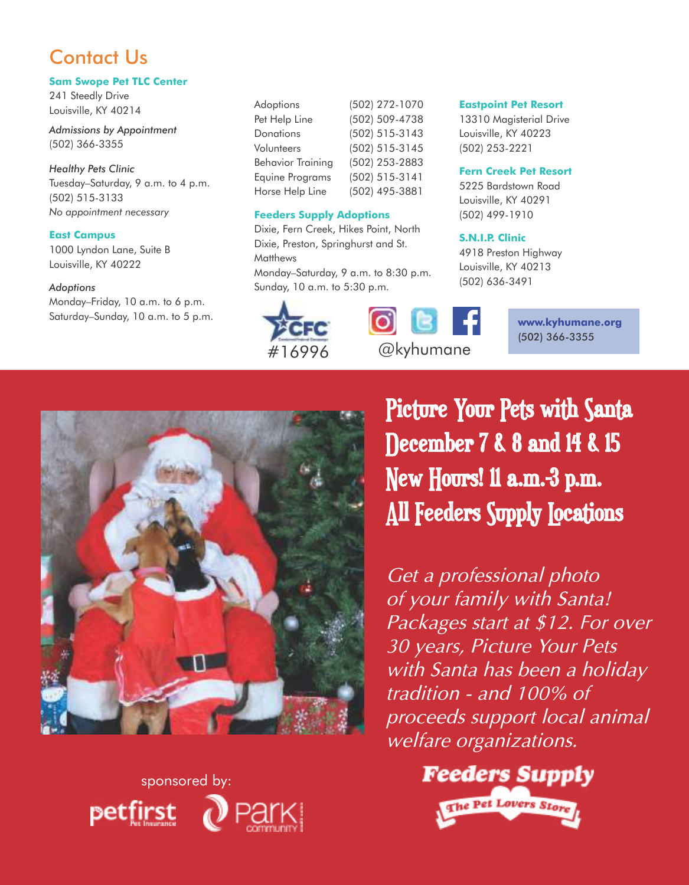## Contact Us

**Sam Swope Pet TLC Center**
241 Steedly Drive
Louisville, KY 40214

*Admissions by Appointment*
(502) 366-3355

*Healthy Pets Clinic*
Tuesday–Saturday, 9 a.m. to 4 p.m.
(502) 515-3133
*No appointment necessary*

**East Campus**
1000 Lyndon Lane, Suite B
Louisville, KY 40222

*Adoptions*
Monday–Friday, 10 a.m. to 6 p.m.
Saturday–Sunday, 10 a.m. to 5 p.m.

| | |
|---|---|
| Adoptions | (502) 272-1070 |
| Pet Help Line | (502) 509-4738 |
| Donations | (502) 515-3143 |
| Volunteers | (502) 515-3145 |
| Behavior Training | (502) 253-2883 |
| Equine Programs | (502) 515-3141 |
| Horse Help Line | (502) 495-3881 |

**Feeders Supply Adoptions**
Dixie, Fern Creek, Hikes Point, North Dixie, Preston, Springhurst and St. Matthews
Monday–Saturday, 9 a.m. to 8:30 p.m.
Sunday, 10 a.m. to 5:30 p.m.

**Eastpoint Pet Resort**
13310 Magisterial Drive
Louisville, KY 40223
(502) 253-2221

**Fern Creek Pet Resort**
5225 Bardstown Road
Louisville, KY 40291
(502) 499-1910

**S.N.I.P. Clinic**
4918 Preston Highway
Louisville, KY 40213
(502) 636-3491

CFC #16996

@kyhumane

**www.kyhumane.org**
(502) 366-3355

## Picture Your Pets with Santa
## December 7 & 8 and 14 & 15
## New Hours! 11 a.m.-3 p.m.
## All Feeders Supply Locations

*Get a professional photo of your family with Santa! Packages start at $12. For over 30 years, Picture Your Pets with Santa has been a holiday tradition - and 100% of proceeds support local animal welfare organizations.*

sponsored by:

petfirst Pet Insurance

Park Community

Feeders Supply
The Pet Lovers Store